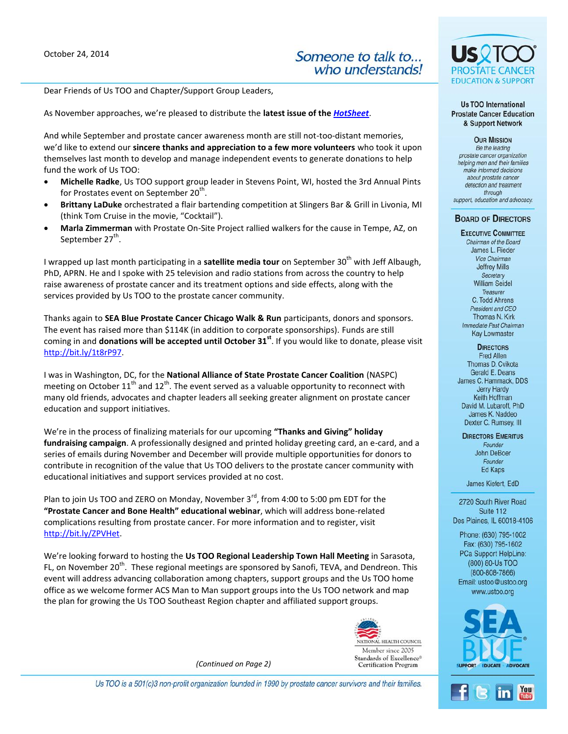October 24, 2014

*Someone to talk to... who understands!*

Dear Friends of Us TOO and Chapter/Support Group Leaders,

As November approaches, we're pleased to distribute the **latest issue of the *HotSheet***.

And while September and prostate cancer awareness month are still not-too-distant memories, we'd like to extend our **sincere thanks and appreciation to a few more volunteers** who took it upon themselves last month to develop and manage independent events to generate donations to help fund the work of Us TOO:

- **Michelle Radke**, Us TOO support group leader in Stevens Point, WI, hosted the 3rd Annual Pints for Prostates event on September 20th.
- **Brittany LaDuke** orchestrated a flair bartending competition at Slingers Bar & Grill in Livonia, MI (think Tom Cruise in the movie, "Cocktail").
- **Marla Zimmerman** with Prostate On-Site Project rallied walkers for the cause in Tempe, AZ, on September 27th.

I wrapped up last month participating in a **satellite media tour** on September 30th with Jeff Albaugh, PhD, APRN. He and I spoke with 25 television and radio stations from across the country to help raise awareness of prostate cancer and its treatment options and side effects, along with the services provided by Us TOO to the prostate cancer community.

Thanks again to **SEA Blue Prostate Cancer Chicago Walk & Run** participants, donors and sponsors. The event has raised more than $114K (in addition to corporate sponsorships). Funds are still coming in and **donations will be accepted until October 31st**. If you would like to donate, please visit http://bit.ly/1t8rP97.

I was in Washington, DC, for the **National Alliance of State Prostate Cancer Coalition** (NASPC) meeting on October 11th and 12th. The event served as a valuable opportunity to reconnect with many old friends, advocates and chapter leaders all seeking greater alignment on prostate cancer education and support initiatives.

We're in the process of finalizing materials for our upcoming **"Thanks and Giving" holiday fundraising campaign**. A professionally designed and printed holiday greeting card, an e-card, and a series of emails during November and December will provide multiple opportunities for donors to contribute in recognition of the value that Us TOO delivers to the prostate cancer community with educational initiatives and support services provided at no cost.

Plan to join Us TOO and ZERO on Monday, November 3rd, from 4:00 to 5:00 pm EDT for the **"Prostate Cancer and Bone Health" educational webinar**, which will address bone-related complications resulting from prostate cancer. For more information and to register, visit http://bit.ly/ZPVHet.

We're looking forward to hosting the **Us TOO Regional Leadership Town Hall Meeting** in Sarasota, FL, on November 20th. These regional meetings are sponsored by Sanofi, TEVA, and Dendreon. This event will address advancing collaboration among chapters, support groups and the Us TOO home office as we welcome former ACS Man to Man support groups into the Us TOO network and map the plan for growing the Us TOO Southeast Region chapter and affiliated support groups.

*(Continued on Page 2)*

National Health Council
Member since 2005
Standards of Excellence® Certification Program

Us TOO is a 501(c)3 non-profit organization founded in 1990 by prostate cancer survivors and their families.

---

**Us TOO Prostate Cancer Education & Support**

**Us TOO International Prostate Cancer Education & Support Network**

**Our Mission**

*Be the leading prostate cancer organization helping men and their families make informed decisions about prostate cancer detection and treatment through support, education and advocacy.*

**Board of Directors**

**Executive Committee**

*Chairman of the Board*
James L. Rieder

*Vice Chairman*
Jeffrey Mills

*Secretary*
William Seidel

*Treasurer*
C. Todd Ahrens

*President and CEO*
Thomas N. Kirk

*Immediate Past Chairman*
Kay Lowmaster

**Directors**

Fred Allen
Thomas D. Cvikota
Gerald E. Deans
James C. Hammack, DDS
Jerry Hardy
Keith Hoffman
David M. Lubaroff, PhD
James K. Naddeo
Dexter C. Rumsey, III

**Directors Emeritus**

*Founder*
John DeBoer

*Founder*
Ed Kaps

James Kiefert, EdD

2720 South River Road
Suite 112
Des Plaines, IL 60018-4106

Phone: (630) 795-1002
Fax: (630) 795-1602
PCa Support HelpLine: (800) 80-Us TOO (800-808-7866)
Email: ustoo@ustoo.org
www.ustoo.org

SEA BLUE® — Support · Educate · Advocate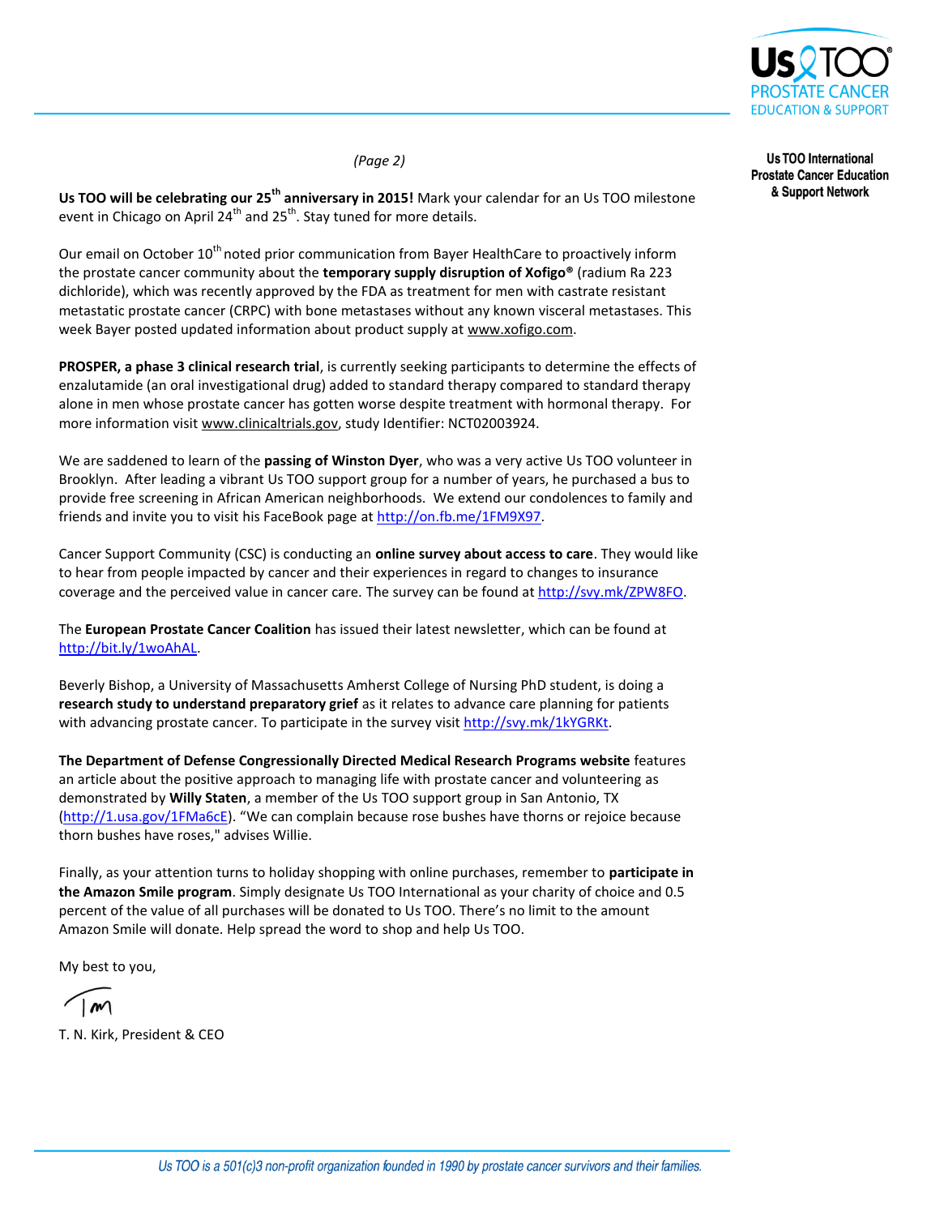*(Page 2)*

**Us TOO will be celebrating our 25th anniversary in 2015!** Mark your calendar for an Us TOO milestone event in Chicago on April 24th and 25th. Stay tuned for more details.

Our email on October 10th noted prior communication from Bayer HealthCare to proactively inform the prostate cancer community about the **temporary supply disruption of Xofigo®** (radium Ra 223 dichloride), which was recently approved by the FDA as treatment for men with castrate resistant metastatic prostate cancer (CRPC) with bone metastases without any known visceral metastases. This week Bayer posted updated information about product supply at www.xofigo.com.

**PROSPER, a phase 3 clinical research trial**, is currently seeking participants to determine the effects of enzalutamide (an oral investigational drug) added to standard therapy compared to standard therapy alone in men whose prostate cancer has gotten worse despite treatment with hormonal therapy. For more information visit www.clinicaltrials.gov, study Identifier: NCT02003924.

We are saddened to learn of the **passing of Winston Dyer**, who was a very active Us TOO volunteer in Brooklyn. After leading a vibrant Us TOO support group for a number of years, he purchased a bus to provide free screening in African American neighborhoods. We extend our condolences to family and friends and invite you to visit his FaceBook page at http://on.fb.me/1FM9X97.

Cancer Support Community (CSC) is conducting an **online survey about access to care**. They would like to hear from people impacted by cancer and their experiences in regard to changes to insurance coverage and the perceived value in cancer care. The survey can be found at http://svy.mk/ZPW8FO.

The **European Prostate Cancer Coalition** has issued their latest newsletter, which can be found at http://bit.ly/1woAhAL.

Beverly Bishop, a University of Massachusetts Amherst College of Nursing PhD student, is doing a **research study to understand preparatory grief** as it relates to advance care planning for patients with advancing prostate cancer. To participate in the survey visit http://svy.mk/1kYGRKt.

**The Department of Defense Congressionally Directed Medical Research Programs website** features an article about the positive approach to managing life with prostate cancer and volunteering as demonstrated by **Willy Staten**, a member of the Us TOO support group in San Antonio, TX (http://1.usa.gov/1FMa6cE). "We can complain because rose bushes have thorns or rejoice because thorn bushes have roses," advises Willie.

Finally, as your attention turns to holiday shopping with online purchases, remember to **participate in the Amazon Smile program**. Simply designate Us TOO International as your charity of choice and 0.5 percent of the value of all purchases will be donated to Us TOO. There's no limit to the amount Amazon Smile will donate. Help spread the word to shop and help Us TOO.

My best to you,

Tom

T. N. Kirk, President & CEO